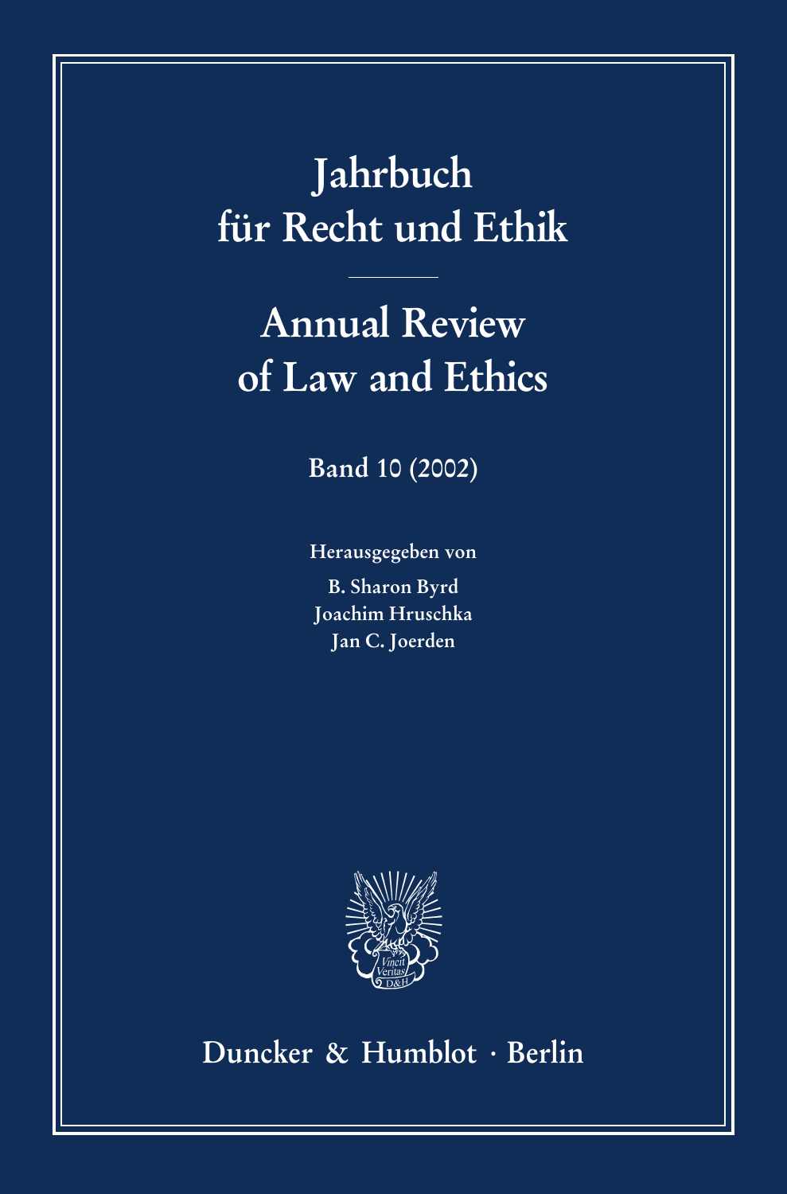# Jahrbuch für Recht und Ethik

# Annual Review of Law and Ethics

Band 10 (2002)

Herausgegeben von

B. Sharon Byrd
Joachim Hruschka
Jan C. Joerden

Duncker & Humblot · Berlin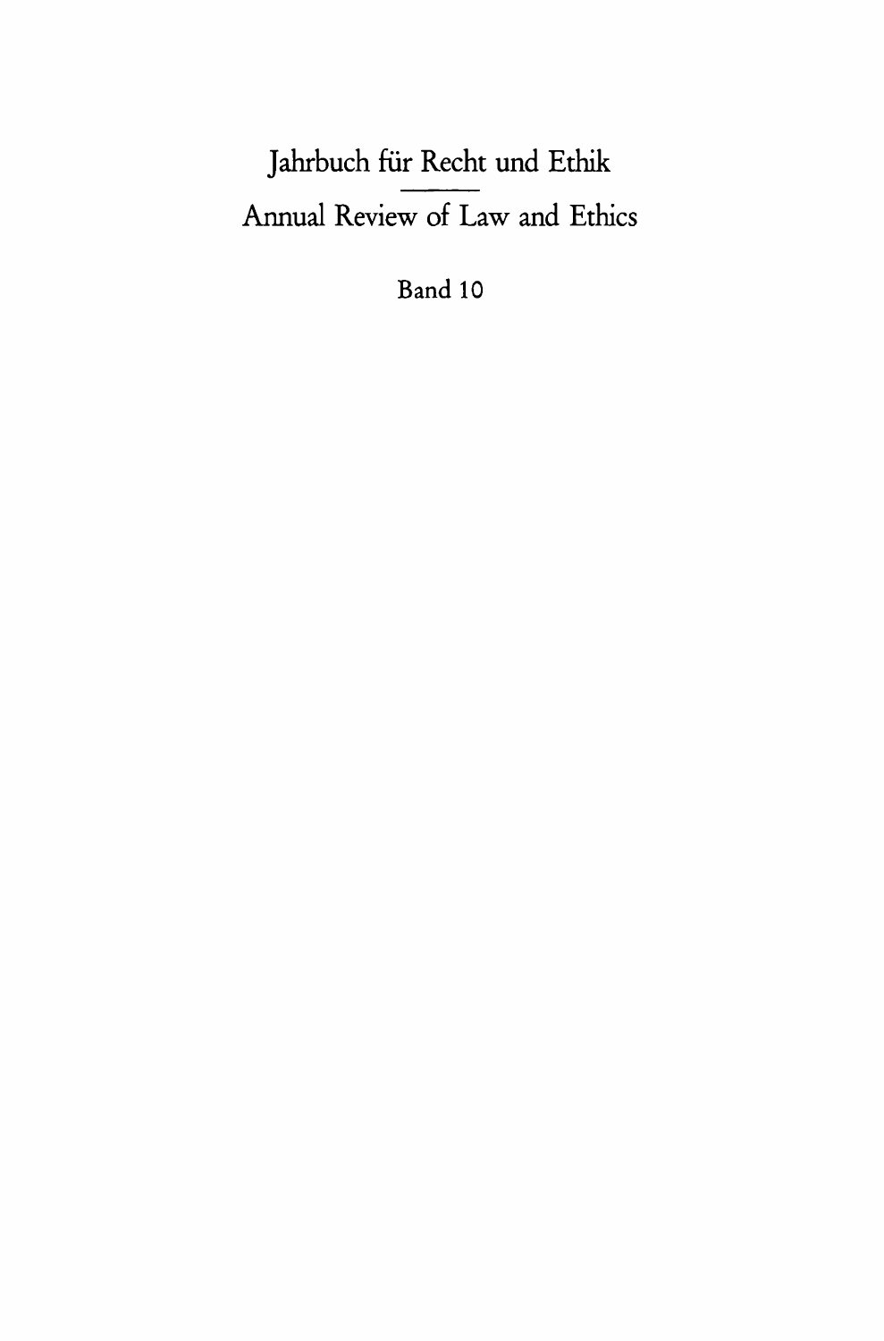Jahrbuch für Recht und Ethik

Annual Review of Law and Ethics

Band 10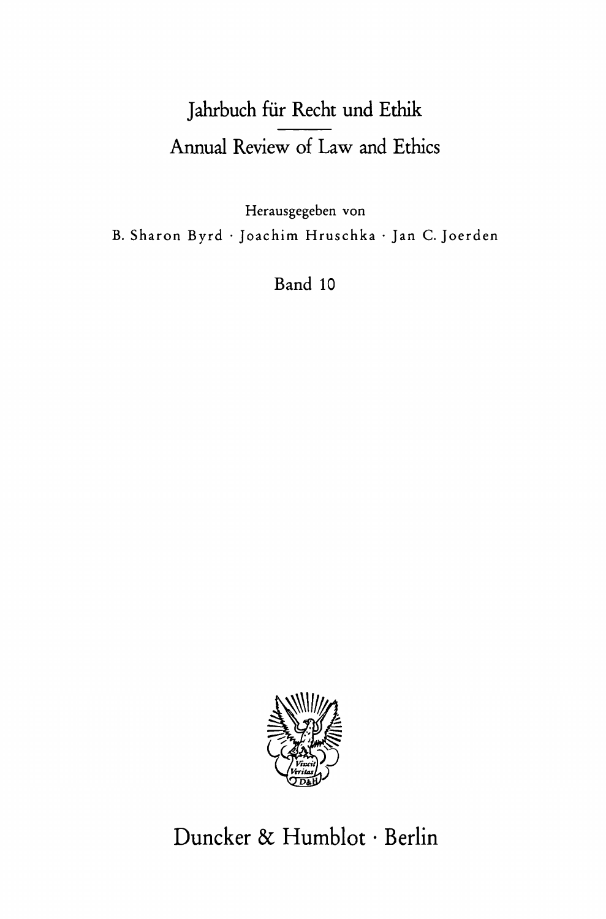# Jahrbuch für Recht und Ethik

## Annual Review of Law and Ethics

Herausgegeben von

B. Sharon Byrd · Joachim Hruschka · Jan C. Joerden

Band 10

Duncker & Humblot · Berlin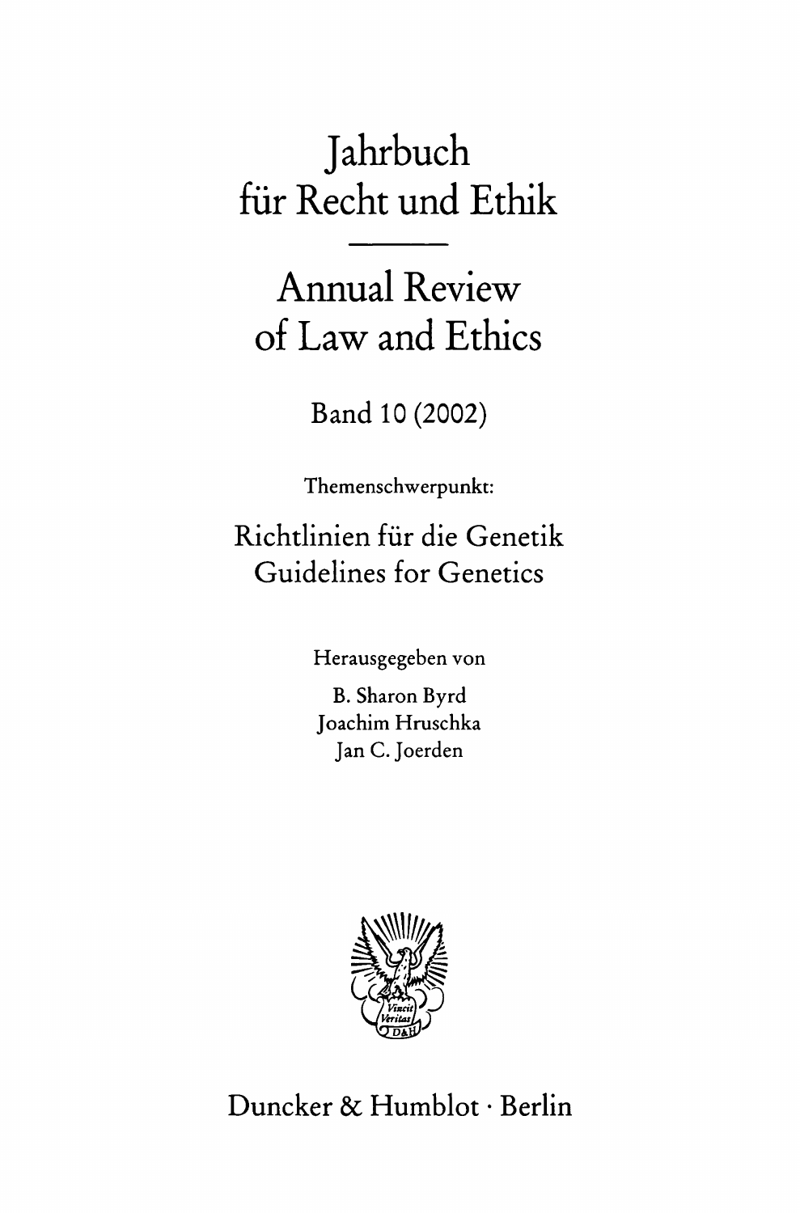# Jahrbuch für Recht und Ethik

# Annual Review of Law and Ethics

Band 10 (2002)

Themenschwerpunkt:

Richtlinien für die Genetik
Guidelines for Genetics

Herausgegeben von

B. Sharon Byrd
Joachim Hruschka
Jan C. Joerden

Vincit Veritas
D&H

Duncker & Humblot · Berlin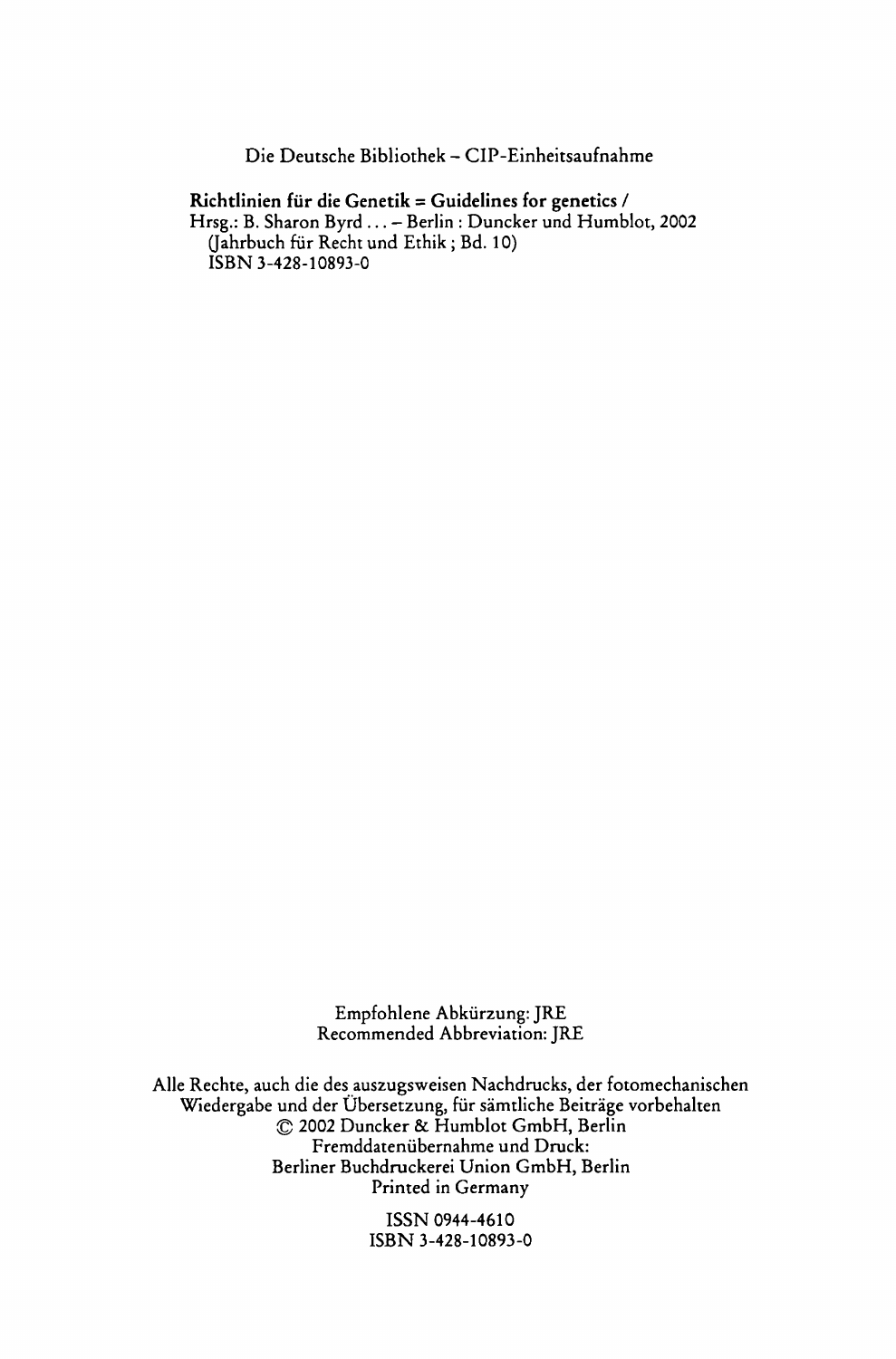Die Deutsche Bibliothek – CIP-Einheitsaufnahme

**Richtlinien für die Genetik = Guidelines for genetics /**
Hrsg.: B. Sharon Byrd … – Berlin : Duncker und Humblot, 2002
(Jahrbuch für Recht und Ethik ; Bd. 10)
ISBN 3-428-10893-0

Empfohlene Abkürzung: JRE
Recommended Abbreviation: JRE

Alle Rechte, auch die des auszugsweisen Nachdrucks, der fotomechanischen Wiedergabe und der Übersetzung, für sämtliche Beiträge vorbehalten
© 2002 Duncker & Humblot GmbH, Berlin
Fremddatenübernahme und Druck:
Berliner Buchdruckerei Union GmbH, Berlin
Printed in Germany

ISSN 0944-4610
ISBN 3-428-10893-0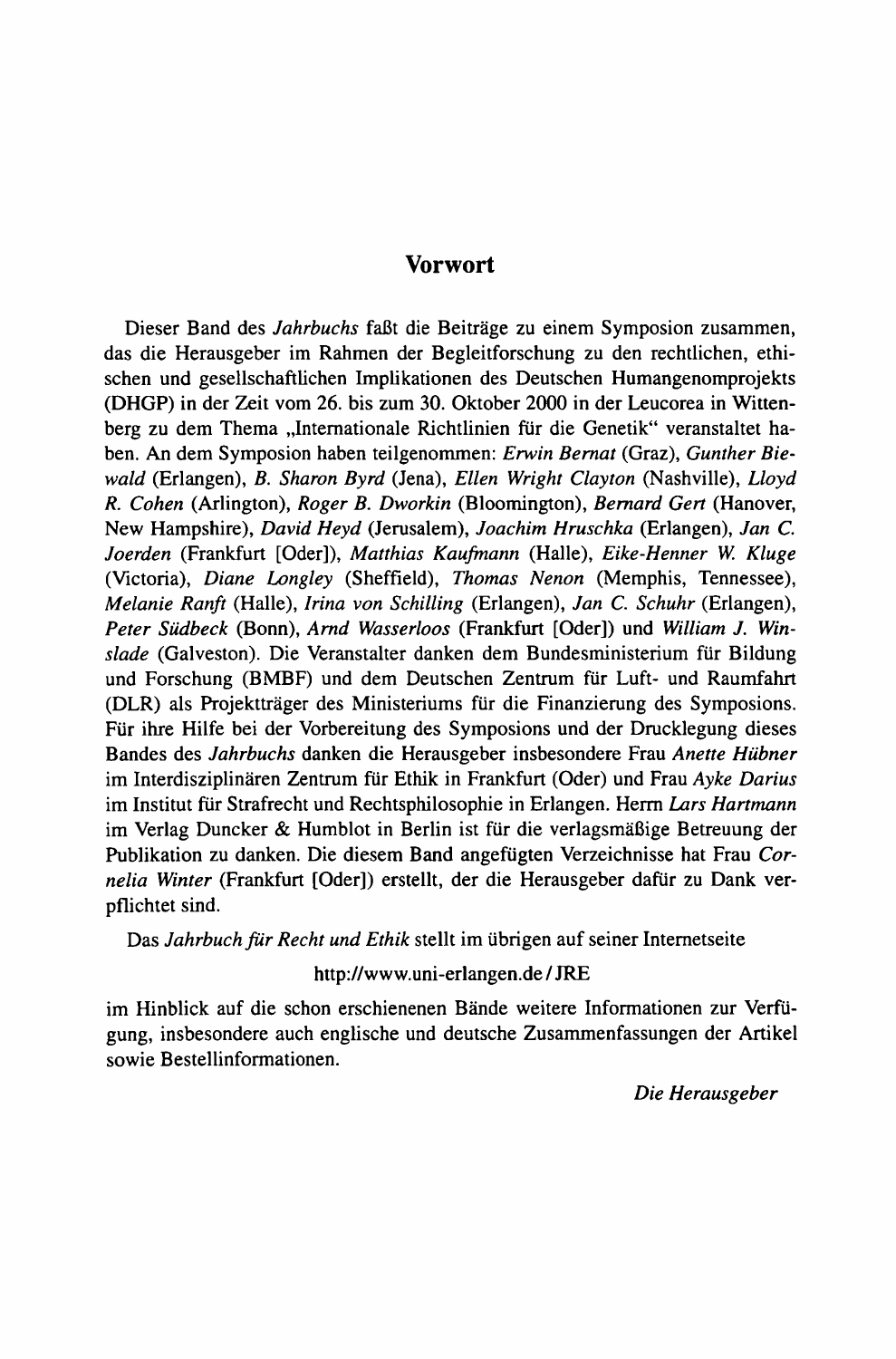# Vorwort

Dieser Band des *Jahrbuchs* faßt die Beiträge zu einem Symposion zusammen, das die Herausgeber im Rahmen der Begleitforschung zu den rechtlichen, ethischen und gesellschaftlichen Implikationen des Deutschen Humangenomprojekts (DHGP) in der Zeit vom 26. bis zum 30. Oktober 2000 in der Leucorea in Wittenberg zu dem Thema „Internationale Richtlinien für die Genetik" veranstaltet haben. An dem Symposion haben teilgenommen: *Erwin Bernat* (Graz), *Gunther Biewald* (Erlangen), *B. Sharon Byrd* (Jena), *Ellen Wright Clayton* (Nashville), *Lloyd R. Cohen* (Arlington), *Roger B. Dworkin* (Bloomington), *Bernard Gert* (Hanover, New Hampshire), *David Heyd* (Jerusalem), *Joachim Hruschka* (Erlangen), *Jan C. Joerden* (Frankfurt [Oder]), *Matthias Kaufmann* (Halle), *Eike-Henner W. Kluge* (Victoria), *Diane Longley* (Sheffield), *Thomas Nenon* (Memphis, Tennessee), *Melanie Ranft* (Halle), *Irina von Schilling* (Erlangen), *Jan C. Schuhr* (Erlangen), *Peter Südbeck* (Bonn), *Arnd Wasserloos* (Frankfurt [Oder]) und *William J. Winslade* (Galveston). Die Veranstalter danken dem Bundesministerium für Bildung und Forschung (BMBF) und dem Deutschen Zentrum für Luft- und Raumfahrt (DLR) als Projektträger des Ministeriums für die Finanzierung des Symposions. Für ihre Hilfe bei der Vorbereitung des Symposions und der Drucklegung dieses Bandes des *Jahrbuchs* danken die Herausgeber insbesondere Frau *Anette Hübner* im Interdisziplinären Zentrum für Ethik in Frankfurt (Oder) und Frau *Ayke Darius* im Institut für Strafrecht und Rechtsphilosophie in Erlangen. Herrn *Lars Hartmann* im Verlag Duncker & Humblot in Berlin ist für die verlagsmäßige Betreuung der Publikation zu danken. Die diesem Band angefügten Verzeichnisse hat Frau *Cornelia Winter* (Frankfurt [Oder]) erstellt, der die Herausgeber dafür zu Dank verpflichtet sind.

Das *Jahrbuch für Recht und Ethik* stellt im übrigen auf seiner Internetseite

http://www.uni-erlangen.de/JRE

im Hinblick auf die schon erschienenen Bände weitere Informationen zur Verfügung, insbesondere auch englische und deutsche Zusammenfassungen der Artikel sowie Bestellinformationen.

*Die Herausgeber*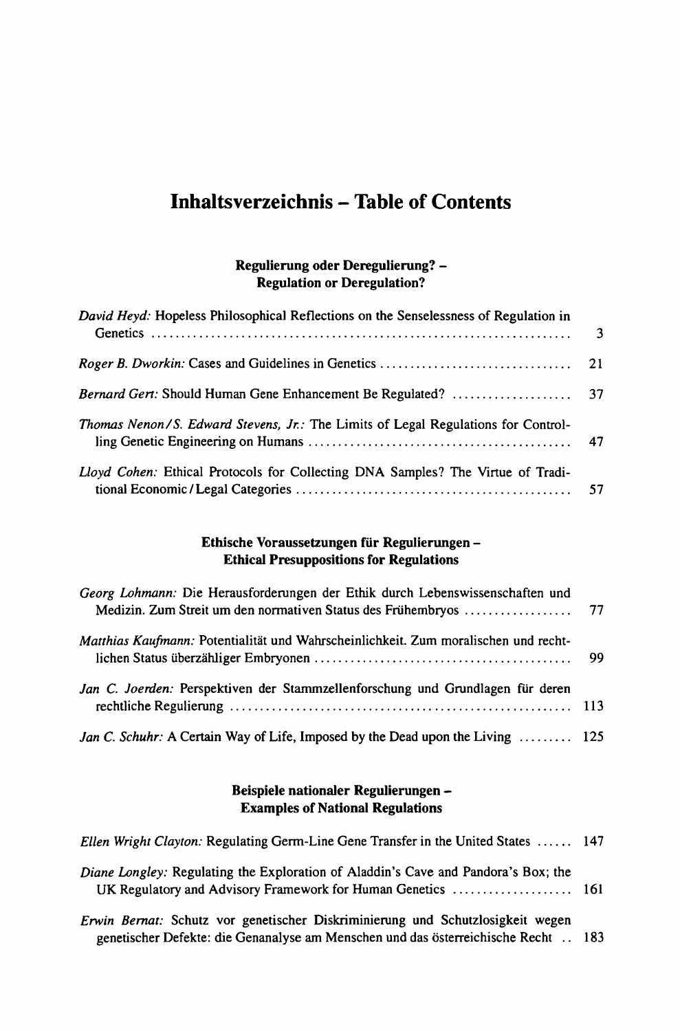# Inhaltsverzeichnis – Table of Contents

## Regulierung oder Deregulierung? – Regulation or Deregulation?

*David Heyd:* Hopeless Philosophical Reflections on the Senselessness of Regulation in Genetics ..... 3

*Roger B. Dworkin:* Cases and Guidelines in Genetics ..... 21

*Bernard Gert:* Should Human Gene Enhancement Be Regulated? ..... 37

*Thomas Nenon / S. Edward Stevens, Jr.:* The Limits of Legal Regulations for Controlling Genetic Engineering on Humans ..... 47

*Lloyd Cohen:* Ethical Protocols for Collecting DNA Samples? The Virtue of Traditional Economic / Legal Categories ..... 57

## Ethische Voraussetzungen für Regulierungen – Ethical Presuppositions for Regulations

*Georg Lohmann:* Die Herausforderungen der Ethik durch Lebenswissenschaften und Medizin. Zum Streit um den normativen Status des Frühembryos ..... 77

*Matthias Kaufmann:* Potentialität und Wahrscheinlichkeit. Zum moralischen und rechtlichen Status überzähliger Embryonen ..... 99

*Jan C. Joerden:* Perspektiven der Stammzellenforschung und Grundlagen für deren rechtliche Regulierung ..... 113

*Jan C. Schuhr:* A Certain Way of Life, Imposed by the Dead upon the Living ..... 125

## Beispiele nationaler Regulierungen – Examples of National Regulations

*Ellen Wright Clayton:* Regulating Germ-Line Gene Transfer in the United States ..... 147

*Diane Longley:* Regulating the Exploration of Aladdin's Cave and Pandora's Box; the UK Regulatory and Advisory Framework for Human Genetics ..... 161

*Erwin Bernat:* Schutz vor genetischer Diskriminierung und Schutzlosigkeit wegen genetischer Defekte: die Genanalyse am Menschen und das österreichische Recht ..... 183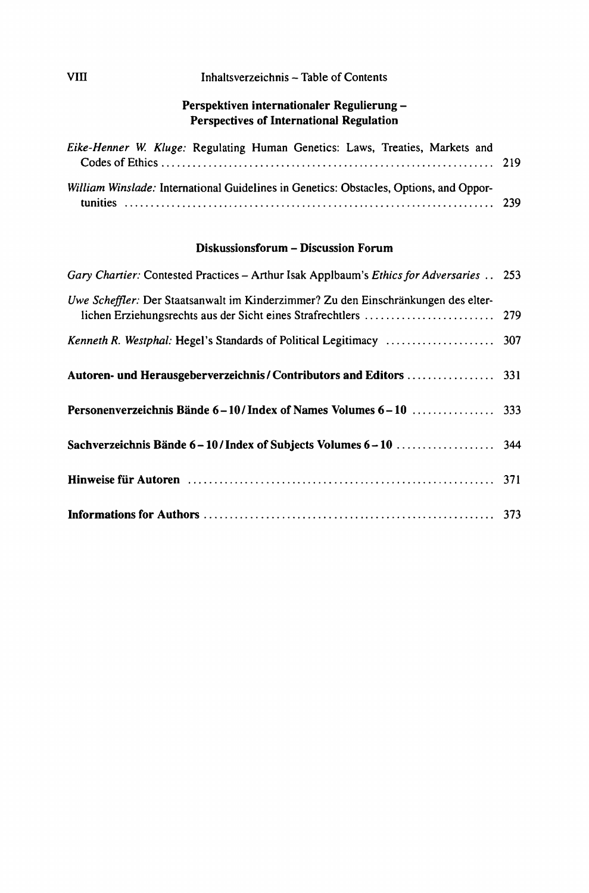## Perspektiven internationaler Regulierung – Perspectives of International Regulation

*Eike-Henner W. Kluge:* Regulating Human Genetics: Laws, Treaties, Markets and Codes of Ethics ........ 219

*William Winslade:* International Guidelines in Genetics: Obstacles, Options, and Opportunities ........ 239

## Diskussionsforum – Discussion Forum

*Gary Chartier:* Contested Practices – Arthur Isak Applbaum's *Ethics for Adversaries* .. 253

*Uwe Scheffler:* Der Staatsanwalt im Kinderzimmer? Zu den Einschränkungen des elterlichen Erziehungsrechts aus der Sicht eines Strafrechtlers ........ 279

*Kenneth R. Westphal:* Hegel's Standards of Political Legitimacy ........ 307

**Autoren- und Herausgeberverzeichnis / Contributors and Editors** ........ 331

**Personenverzeichnis Bände 6 – 10 / Index of Names Volumes 6 – 10** ........ 333

**Sachverzeichnis Bände 6 – 10 / Index of Subjects Volumes 6 – 10** ........ 344

**Hinweise für Autoren** ........ 371

**Informations for Authors** ........ 373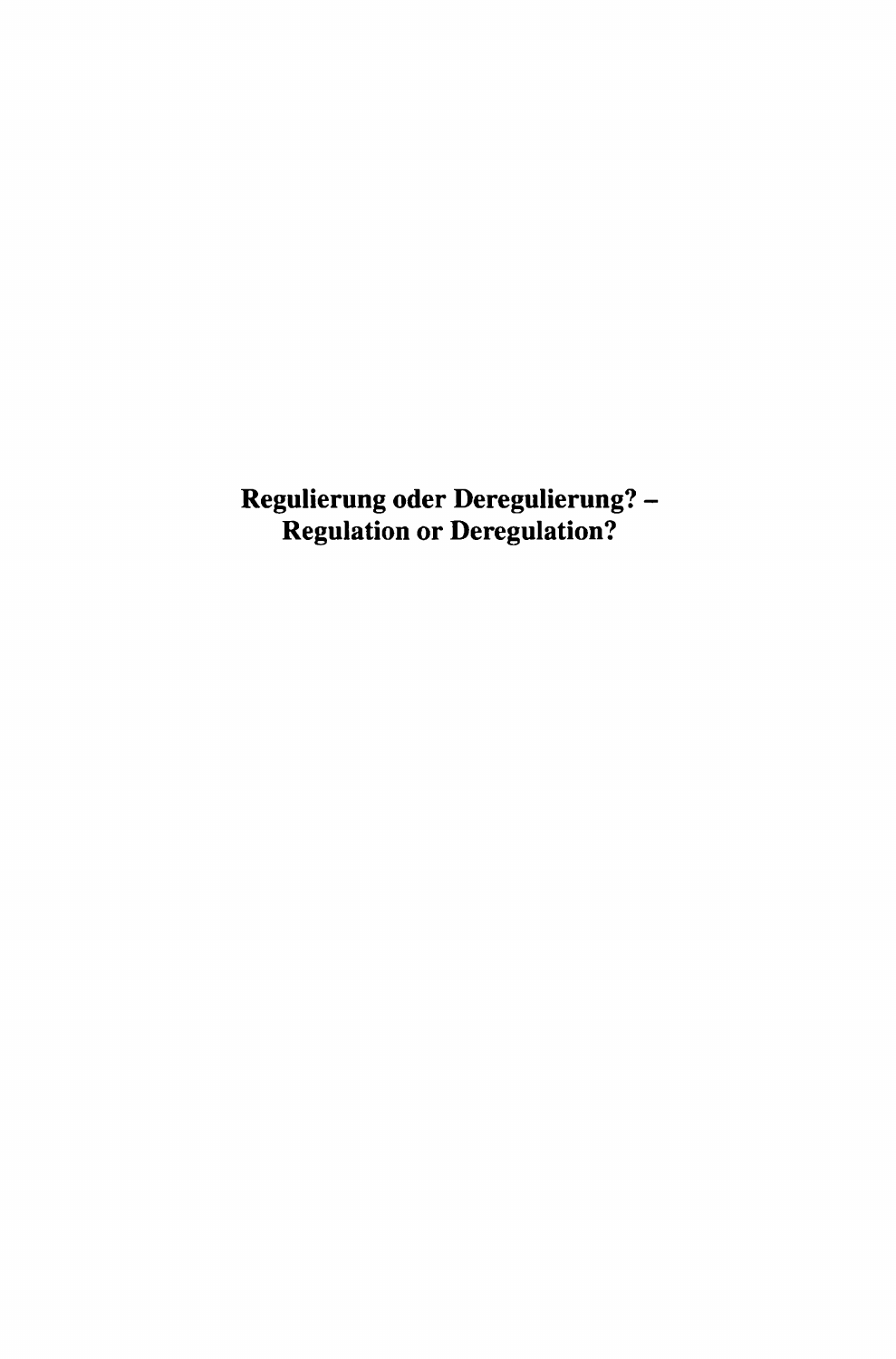# Regulierung oder Deregulierung? – Regulation or Deregulation?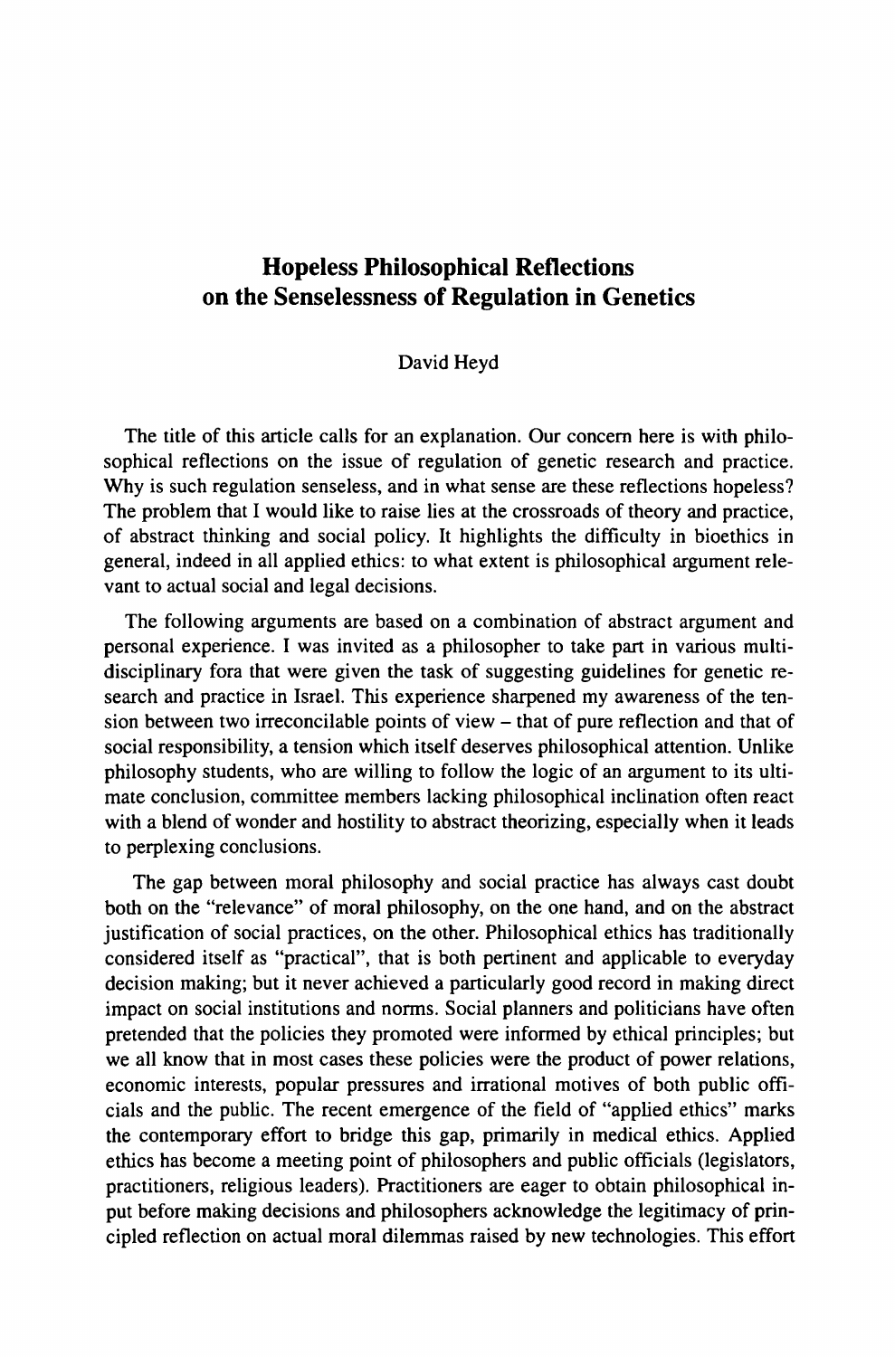# Hopeless Philosophical Reflections on the Senselessness of Regulation in Genetics

David Heyd

The title of this article calls for an explanation. Our concern here is with philosophical reflections on the issue of regulation of genetic research and practice. Why is such regulation senseless, and in what sense are these reflections hopeless? The problem that I would like to raise lies at the crossroads of theory and practice, of abstract thinking and social policy. It highlights the difficulty in bioethics in general, indeed in all applied ethics: to what extent is philosophical argument relevant to actual social and legal decisions.

The following arguments are based on a combination of abstract argument and personal experience. I was invited as a philosopher to take part in various multi-disciplinary fora that were given the task of suggesting guidelines for genetic research and practice in Israel. This experience sharpened my awareness of the tension between two irreconcilable points of view – that of pure reflection and that of social responsibility, a tension which itself deserves philosophical attention. Unlike philosophy students, who are willing to follow the logic of an argument to its ultimate conclusion, committee members lacking philosophical inclination often react with a blend of wonder and hostility to abstract theorizing, especially when it leads to perplexing conclusions.

The gap between moral philosophy and social practice has always cast doubt both on the "relevance" of moral philosophy, on the one hand, and on the abstract justification of social practices, on the other. Philosophical ethics has traditionally considered itself as "practical", that is both pertinent and applicable to everyday decision making; but it never achieved a particularly good record in making direct impact on social institutions and norms. Social planners and politicians have often pretended that the policies they promoted were informed by ethical principles; but we all know that in most cases these policies were the product of power relations, economic interests, popular pressures and irrational motives of both public officials and the public. The recent emergence of the field of "applied ethics" marks the contemporary effort to bridge this gap, primarily in medical ethics. Applied ethics has become a meeting point of philosophers and public officials (legislators, practitioners, religious leaders). Practitioners are eager to obtain philosophical input before making decisions and philosophers acknowledge the legitimacy of principled reflection on actual moral dilemmas raised by new technologies. This effort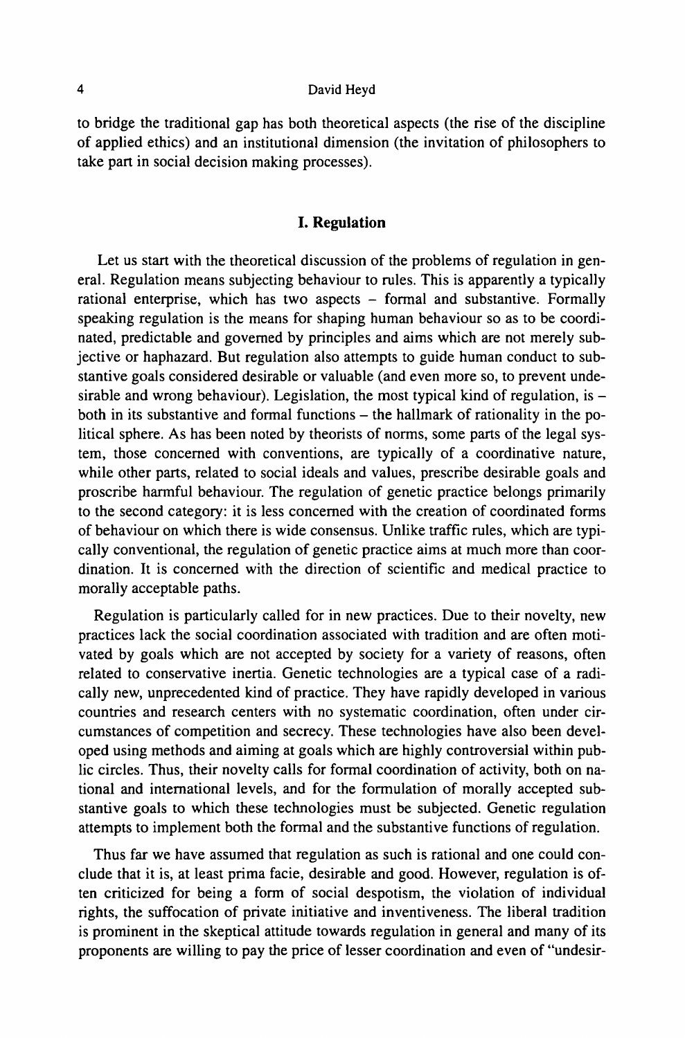to bridge the traditional gap has both theoretical aspects (the rise of the discipline of applied ethics) and an institutional dimension (the invitation of philosophers to take part in social decision making processes).

## I. Regulation

Let us start with the theoretical discussion of the problems of regulation in general. Regulation means subjecting behaviour to rules. This is apparently a typically rational enterprise, which has two aspects – formal and substantive. Formally speaking regulation is the means for shaping human behaviour so as to be coordinated, predictable and governed by principles and aims which are not merely subjective or haphazard. But regulation also attempts to guide human conduct to substantive goals considered desirable or valuable (and even more so, to prevent undesirable and wrong behaviour). Legislation, the most typical kind of regulation, is – both in its substantive and formal functions – the hallmark of rationality in the political sphere. As has been noted by theorists of norms, some parts of the legal system, those concerned with conventions, are typically of a coordinative nature, while other parts, related to social ideals and values, prescribe desirable goals and proscribe harmful behaviour. The regulation of genetic practice belongs primarily to the second category: it is less concerned with the creation of coordinated forms of behaviour on which there is wide consensus. Unlike traffic rules, which are typically conventional, the regulation of genetic practice aims at much more than coordination. It is concerned with the direction of scientific and medical practice to morally acceptable paths.

Regulation is particularly called for in new practices. Due to their novelty, new practices lack the social coordination associated with tradition and are often motivated by goals which are not accepted by society for a variety of reasons, often related to conservative inertia. Genetic technologies are a typical case of a radically new, unprecedented kind of practice. They have rapidly developed in various countries and research centers with no systematic coordination, often under circumstances of competition and secrecy. These technologies have also been developed using methods and aiming at goals which are highly controversial within public circles. Thus, their novelty calls for formal coordination of activity, both on national and international levels, and for the formulation of morally accepted substantive goals to which these technologies must be subjected. Genetic regulation attempts to implement both the formal and the substantive functions of regulation.

Thus far we have assumed that regulation as such is rational and one could conclude that it is, at least prima facie, desirable and good. However, regulation is often criticized for being a form of social despotism, the violation of individual rights, the suffocation of private initiative and inventiveness. The liberal tradition is prominent in the skeptical attitude towards regulation in general and many of its proponents are willing to pay the price of lesser coordination and even of "undesir-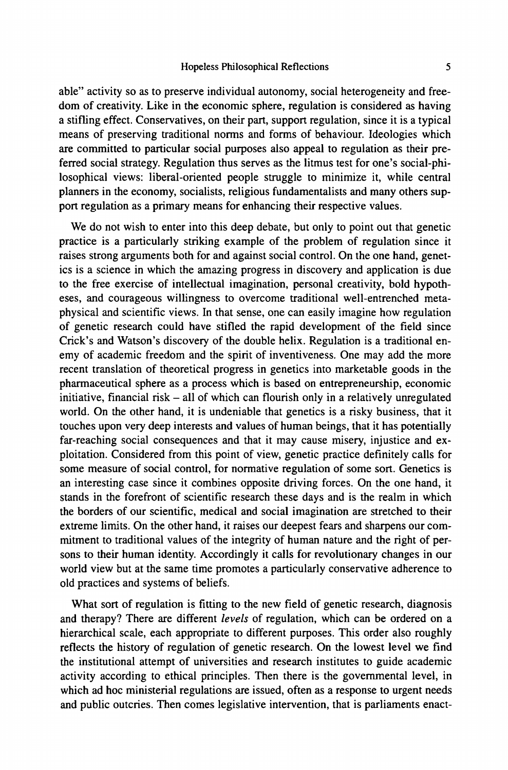able" activity so as to preserve individual autonomy, social heterogeneity and freedom of creativity. Like in the economic sphere, regulation is considered as having a stifling effect. Conservatives, on their part, support regulation, since it is a typical means of preserving traditional norms and forms of behaviour. Ideologies which are committed to particular social purposes also appeal to regulation as their preferred social strategy. Regulation thus serves as the litmus test for one's social-philosophical views: liberal-oriented people struggle to minimize it, while central planners in the economy, socialists, religious fundamentalists and many others support regulation as a primary means for enhancing their respective values.

We do not wish to enter into this deep debate, but only to point out that genetic practice is a particularly striking example of the problem of regulation since it raises strong arguments both for and against social control. On the one hand, genetics is a science in which the amazing progress in discovery and application is due to the free exercise of intellectual imagination, personal creativity, bold hypotheses, and courageous willingness to overcome traditional well-entrenched metaphysical and scientific views. In that sense, one can easily imagine how regulation of genetic research could have stifled the rapid development of the field since Crick's and Watson's discovery of the double helix. Regulation is a traditional enemy of academic freedom and the spirit of inventiveness. One may add the more recent translation of theoretical progress in genetics into marketable goods in the pharmaceutical sphere as a process which is based on entrepreneurship, economic initiative, financial risk – all of which can flourish only in a relatively unregulated world. On the other hand, it is undeniable that genetics is a risky business, that it touches upon very deep interests and values of human beings, that it has potentially far-reaching social consequences and that it may cause misery, injustice and exploitation. Considered from this point of view, genetic practice definitely calls for some measure of social control, for normative regulation of some sort. Genetics is an interesting case since it combines opposite driving forces. On the one hand, it stands in the forefront of scientific research these days and is the realm in which the borders of our scientific, medical and social imagination are stretched to their extreme limits. On the other hand, it raises our deepest fears and sharpens our commitment to traditional values of the integrity of human nature and the right of persons to their human identity. Accordingly it calls for revolutionary changes in our world view but at the same time promotes a particularly conservative adherence to old practices and systems of beliefs.

What sort of regulation is fitting to the new field of genetic research, diagnosis and therapy? There are different *levels* of regulation, which can be ordered on a hierarchical scale, each appropriate to different purposes. This order also roughly reflects the history of regulation of genetic research. On the lowest level we find the institutional attempt of universities and research institutes to guide academic activity according to ethical principles. Then there is the governmental level, in which ad hoc ministerial regulations are issued, often as a response to urgent needs and public outcries. Then comes legislative intervention, that is parliaments enact-